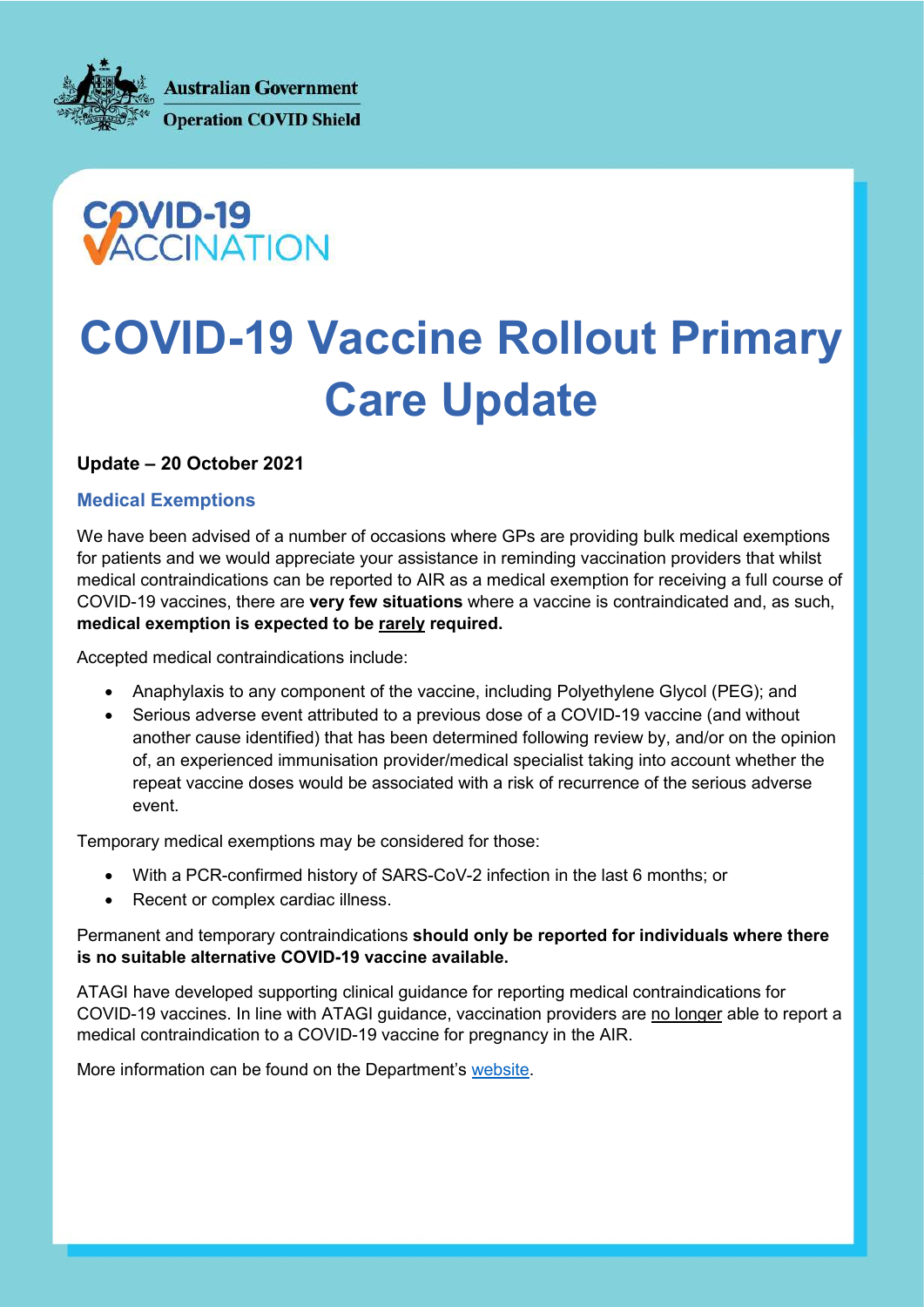Australian Government

Operation COVID Shield

COVID-19 VACCINATION

# COVID-19 Vaccine Rollout Primary Care Update

**Update – 20 October 2021**

## Medical Exemptions

We have been advised of a number of occasions where GPs are providing bulk medical exemptions for patients and we would appreciate your assistance in reminding vaccination providers that whilst medical contraindications can be reported to AIR as a medical exemption for receiving a full course of COVID-19 vaccines, there are **very few situations** where a vaccine is contraindicated and, as such, **medical exemption is expected to be rarely required.**

Accepted medical contraindications include:

- Anaphylaxis to any component of the vaccine, including Polyethylene Glycol (PEG); and
- Serious adverse event attributed to a previous dose of a COVID-19 vaccine (and without another cause identified) that has been determined following review by, and/or on the opinion of, an experienced immunisation provider/medical specialist taking into account whether the repeat vaccine doses would be associated with a risk of recurrence of the serious adverse event.

Temporary medical exemptions may be considered for those:

- With a PCR-confirmed history of SARS-CoV-2 infection in the last 6 months; or
- Recent or complex cardiac illness.

Permanent and temporary contraindications **should only be reported for individuals where there is no suitable alternative COVID-19 vaccine available.**

ATAGI have developed supporting clinical guidance for reporting medical contraindications for COVID-19 vaccines. In line with ATAGI guidance, vaccination providers are no longer able to report a medical contraindication to a COVID-19 vaccine for pregnancy in the AIR.

More information can be found on the Department's website.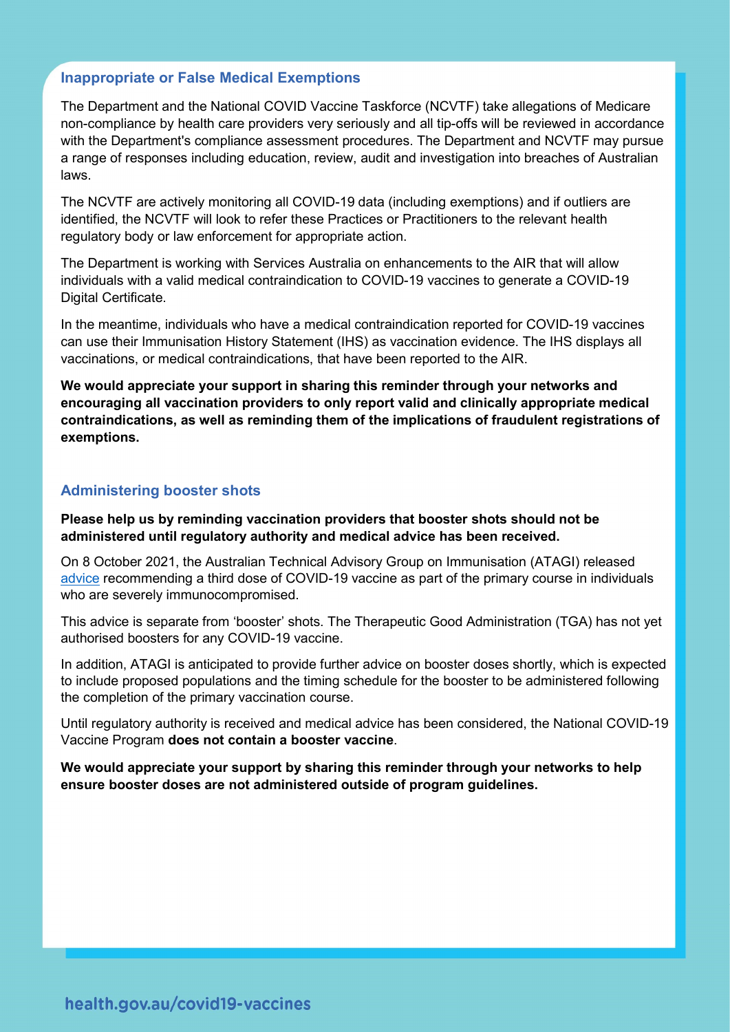## Inappropriate or False Medical Exemptions

The Department and the National COVID Vaccine Taskforce (NCVTF) take allegations of Medicare non-compliance by health care providers very seriously and all tip-offs will be reviewed in accordance with the Department's compliance assessment procedures. The Department and NCVTF may pursue a range of responses including education, review, audit and investigation into breaches of Australian laws.

The NCVTF are actively monitoring all COVID-19 data (including exemptions) and if outliers are identified, the NCVTF will look to refer these Practices or Practitioners to the relevant health regulatory body or law enforcement for appropriate action.

The Department is working with Services Australia on enhancements to the AIR that will allow individuals with a valid medical contraindication to COVID-19 vaccines to generate a COVID-19 Digital Certificate.

In the meantime, individuals who have a medical contraindication reported for COVID-19 vaccines can use their Immunisation History Statement (IHS) as vaccination evidence. The IHS displays all vaccinations, or medical contraindications, that have been reported to the AIR.

**We would appreciate your support in sharing this reminder through your networks and encouraging all vaccination providers to only report valid and clinically appropriate medical contraindications, as well as reminding them of the implications of fraudulent registrations of exemptions.**

## Administering booster shots

**Please help us by reminding vaccination providers that booster shots should not be administered until regulatory authority and medical advice has been received.**

On 8 October 2021, the Australian Technical Advisory Group on Immunisation (ATAGI) released advice recommending a third dose of COVID-19 vaccine as part of the primary course in individuals who are severely immunocompromised.

This advice is separate from 'booster' shots. The Therapeutic Good Administration (TGA) has not yet authorised boosters for any COVID-19 vaccine.

In addition, ATAGI is anticipated to provide further advice on booster doses shortly, which is expected to include proposed populations and the timing schedule for the booster to be administered following the completion of the primary vaccination course.

Until regulatory authority is received and medical advice has been considered, the National COVID-19 Vaccine Program **does not contain a booster vaccine**.

**We would appreciate your support by sharing this reminder through your networks to help ensure booster doses are not administered outside of program guidelines.**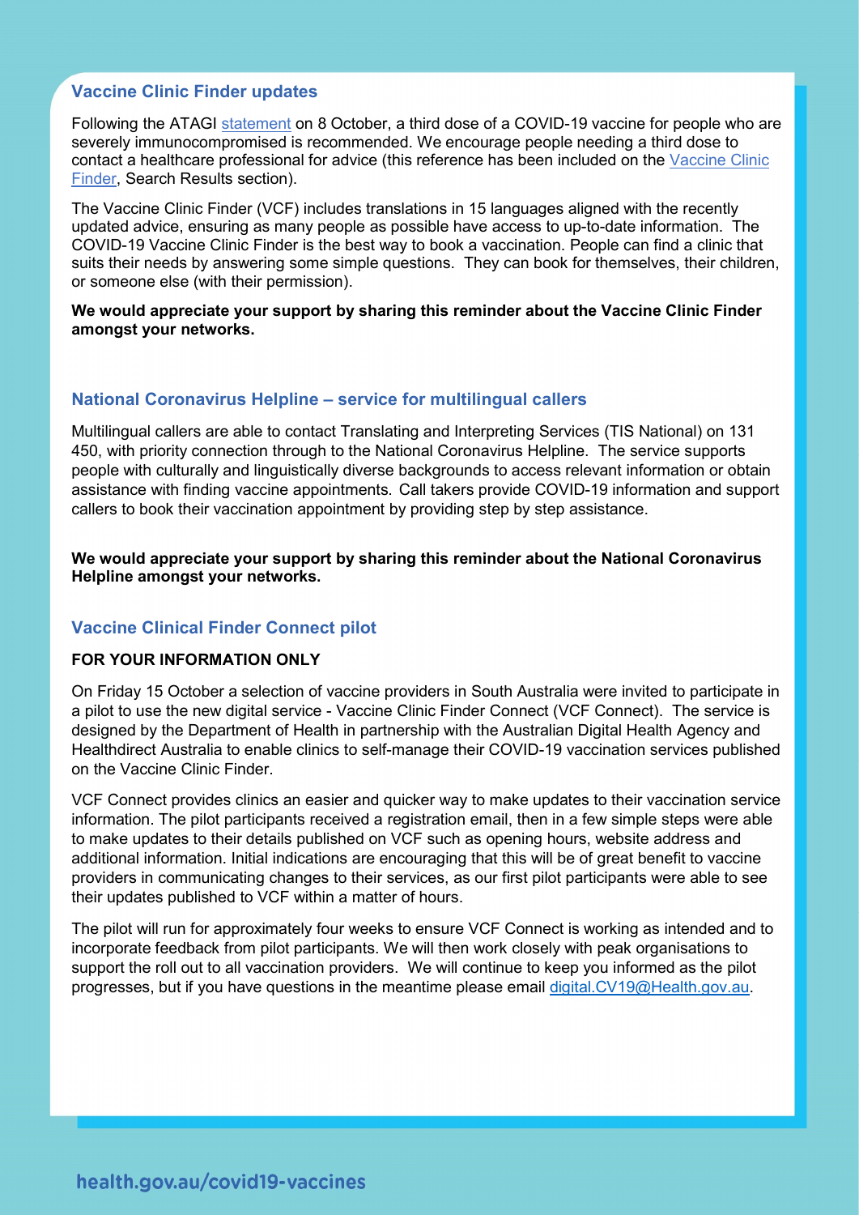## Vaccine Clinic Finder updates

Following the ATAGI statement on 8 October, a third dose of a COVID-19 vaccine for people who are severely immunocompromised is recommended. We encourage people needing a third dose to contact a healthcare professional for advice (this reference has been included on the Vaccine Clinic Finder, Search Results section).

The Vaccine Clinic Finder (VCF) includes translations in 15 languages aligned with the recently updated advice, ensuring as many people as possible have access to up-to-date information. The COVID-19 Vaccine Clinic Finder is the best way to book a vaccination. People can find a clinic that suits their needs by answering some simple questions. They can book for themselves, their children, or someone else (with their permission).

**We would appreciate your support by sharing this reminder about the Vaccine Clinic Finder amongst your networks.**

## National Coronavirus Helpline – service for multilingual callers

Multilingual callers are able to contact Translating and Interpreting Services (TIS National) on 131 450, with priority connection through to the National Coronavirus Helpline. The service supports people with culturally and linguistically diverse backgrounds to access relevant information or obtain assistance with finding vaccine appointments. Call takers provide COVID-19 information and support callers to book their vaccination appointment by providing step by step assistance.

**We would appreciate your support by sharing this reminder about the National Coronavirus Helpline amongst your networks.**

## Vaccine Clinical Finder Connect pilot

**FOR YOUR INFORMATION ONLY**

On Friday 15 October a selection of vaccine providers in South Australia were invited to participate in a pilot to use the new digital service - Vaccine Clinic Finder Connect (VCF Connect). The service is designed by the Department of Health in partnership with the Australian Digital Health Agency and Healthdirect Australia to enable clinics to self-manage their COVID-19 vaccination services published on the Vaccine Clinic Finder.

VCF Connect provides clinics an easier and quicker way to make updates to their vaccination service information. The pilot participants received a registration email, then in a few simple steps were able to make updates to their details published on VCF such as opening hours, website address and additional information. Initial indications are encouraging that this will be of great benefit to vaccine providers in communicating changes to their services, as our first pilot participants were able to see their updates published to VCF within a matter of hours.

The pilot will run for approximately four weeks to ensure VCF Connect is working as intended and to incorporate feedback from pilot participants. We will then work closely with peak organisations to support the roll out to all vaccination providers. We will continue to keep you informed as the pilot progresses, but if you have questions in the meantime please email digital.CV19@Health.gov.au.